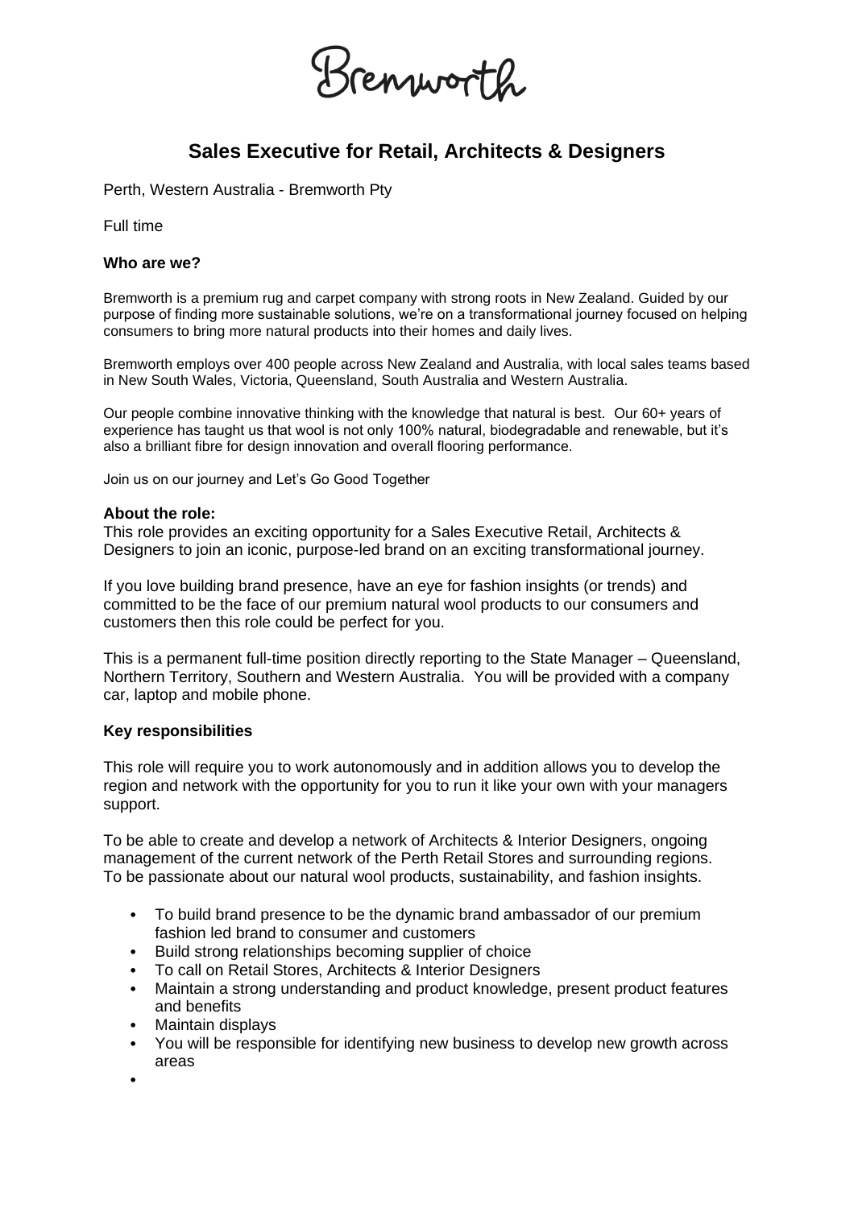Bremworth

# Sales Executive for Retail, Architects & Designers

Perth, Western Australia - Bremworth Pty

Full time

**Who are we?**

Bremworth is a premium rug and carpet company with strong roots in New Zealand. Guided by our purpose of finding more sustainable solutions, we're on a transformational journey focused on helping consumers to bring more natural products into their homes and daily lives.

Bremworth employs over 400 people across New Zealand and Australia, with local sales teams based in New South Wales, Victoria, Queensland, South Australia and Western Australia.

Our people combine innovative thinking with the knowledge that natural is best. Our 60+ years of experience has taught us that wool is not only 100% natural, biodegradable and renewable, but it's also a brilliant fibre for design innovation and overall flooring performance.

Join us on our journey and Let's Go Good Together

**About the role:**

This role provides an exciting opportunity for a Sales Executive Retail, Architects & Designers to join an iconic, purpose-led brand on an exciting transformational journey.

If you love building brand presence, have an eye for fashion insights (or trends) and committed to be the face of our premium natural wool products to our consumers and customers then this role could be perfect for you.

This is a permanent full-time position directly reporting to the State Manager – Queensland, Northern Territory, Southern and Western Australia. You will be provided with a company car, laptop and mobile phone.

**Key responsibilities**

This role will require you to work autonomously and in addition allows you to develop the region and network with the opportunity for you to run it like your own with your managers support.

To be able to create and develop a network of Architects & Interior Designers, ongoing management of the current network of the Perth Retail Stores and surrounding regions. To be passionate about our natural wool products, sustainability, and fashion insights.

- To build brand presence to be the dynamic brand ambassador of our premium fashion led brand to consumer and customers
- Build strong relationships becoming supplier of choice
- To call on Retail Stores, Architects & Interior Designers
- Maintain a strong understanding and product knowledge, present product features and benefits
- Maintain displays
- You will be responsible for identifying new business to develop new growth across areas
-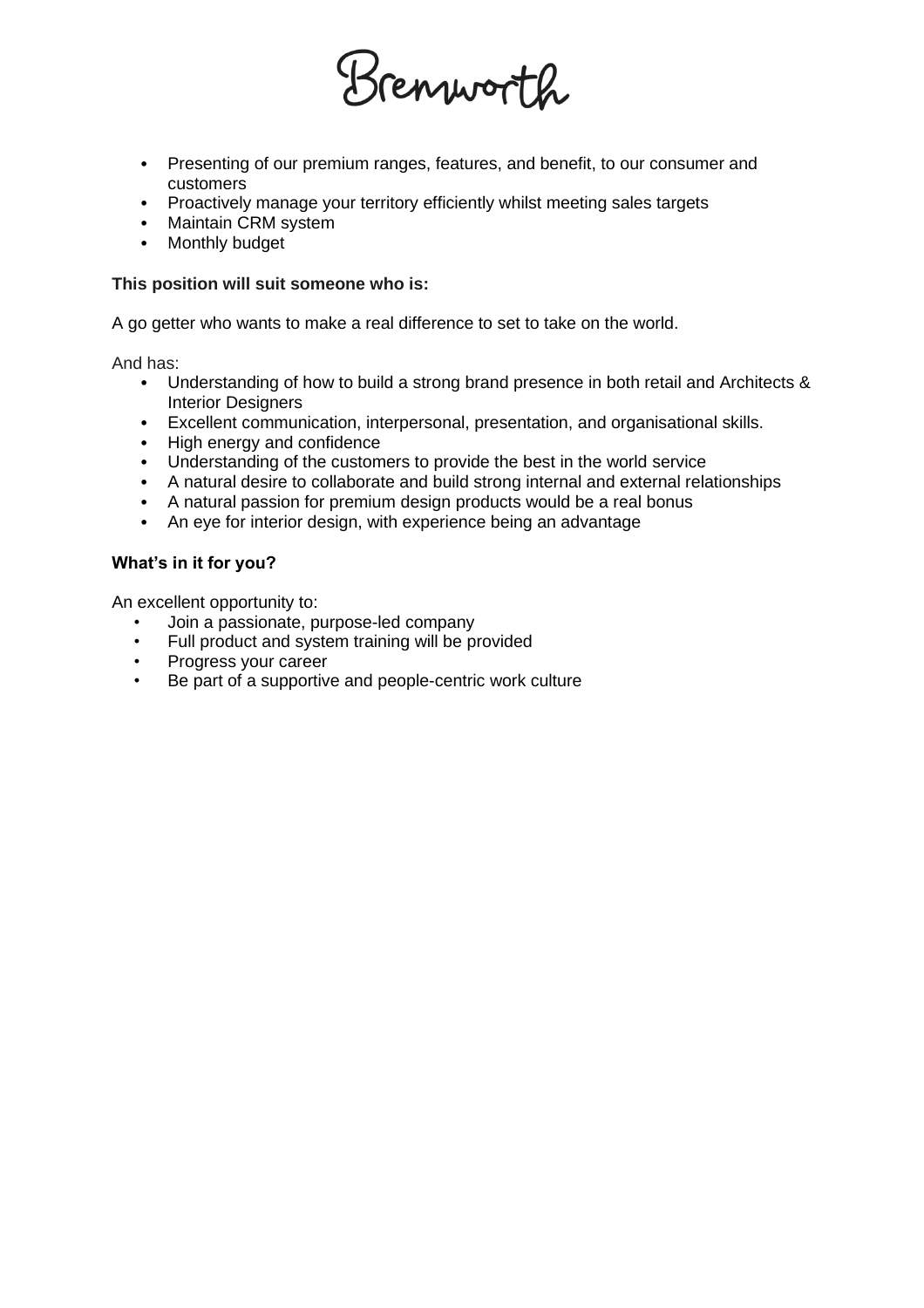Bremworth

- Presenting of our premium ranges, features, and benefit, to our consumer and customers
- Proactively manage your territory efficiently whilst meeting sales targets
- Maintain CRM system
- Monthly budget

**This position will suit someone who is:**

A go getter who wants to make a real difference to set to take on the world.

And has:

- Understanding of how to build a strong brand presence in both retail and Architects & Interior Designers
- Excellent communication, interpersonal, presentation, and organisational skills.
- High energy and confidence
- Understanding of the customers to provide the best in the world service
- A natural desire to collaborate and build strong internal and external relationships
- A natural passion for premium design products would be a real bonus
- An eye for interior design, with experience being an advantage

**What's in it for you?**

An excellent opportunity to:

- Join a passionate, purpose-led company
- Full product and system training will be provided
- Progress your career
- Be part of a supportive and people-centric work culture